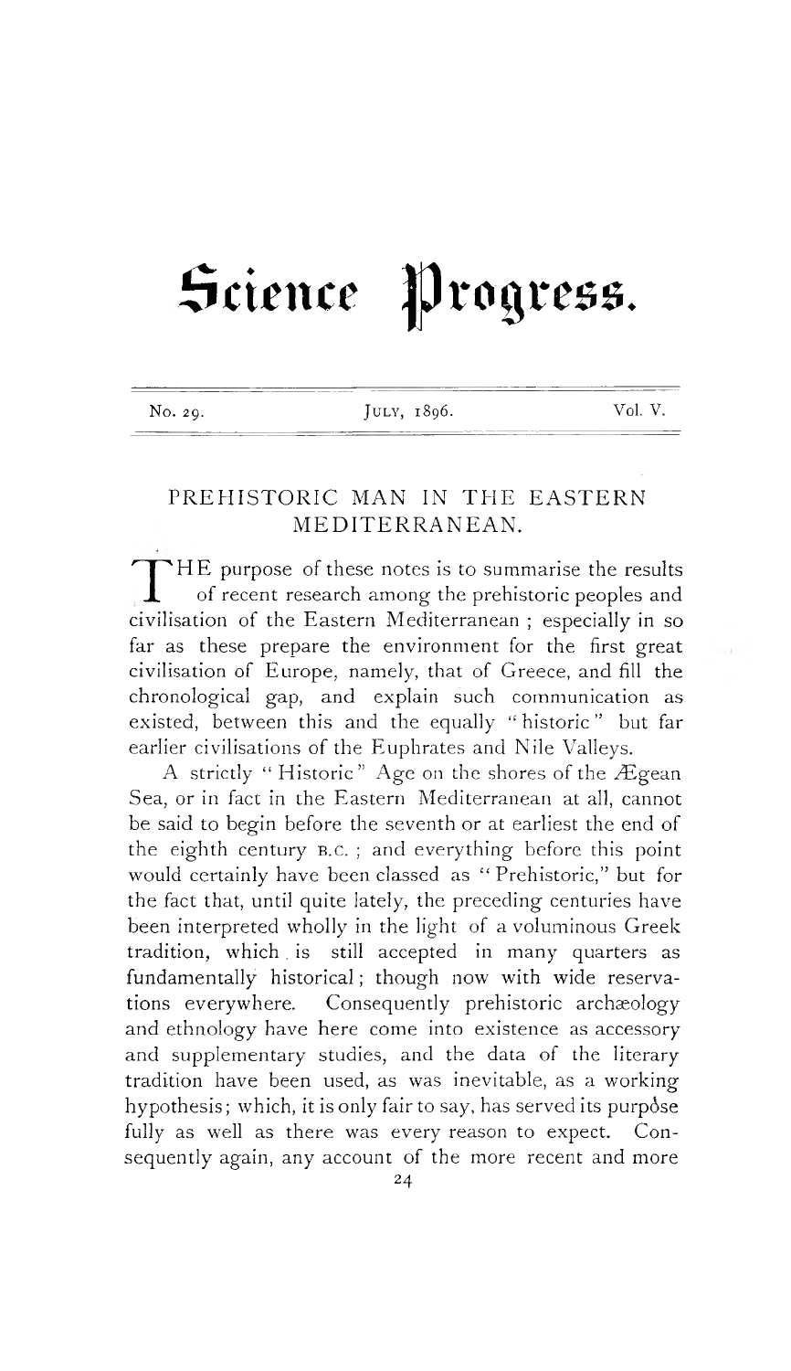# Science Progress.

No. 29. JULY, 1896. Vol. V.

## PREHISTORIC MAN IN THE EASTERN MEDITERRANEAN.

THE purpose of these notes is to summarise the results of recent research among the prehistoric peoples and civilisation of the Eastern Mediterranean; especially in so far as these prepare the environment for the first great civilisation of Europe, namely, that of Greece, and fill the chronological gap, and explain such communication as existed, between this and the equally "historic" but far earlier civilisations of the Euphrates and Nile Valleys.

A strictly "Historic" Age on the shores of the Ægean Sea, or in fact in the Eastern Mediterranean at all, cannot be said to begin before the seventh or at earliest the end of the eighth century B.C.; and everything before this point would certainly have been classed as "Prehistoric," but for the fact that, until quite lately, the preceding centuries have been interpreted wholly in the light of a voluminous Greek tradition, which is still accepted in many quarters as fundamentally historical; though now with wide reservations everywhere. Consequently prehistoric archæology and ethnology have here come into existence as accessory and supplementary studies, and the data of the literary tradition have been used, as was inevitable, as a working hypothesis; which, it is only fair to say, has served its purpose fully as well as there was every reason to expect. Consequently again, any account of the more recent and more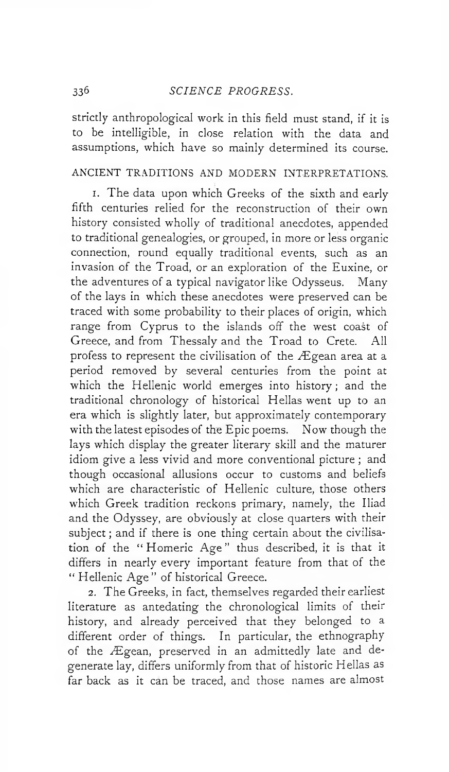strictly anthropological work in this field must stand, if it is to be intelligible, in close relation with the data and assumptions, which have so mainly determined its course.

## ANCIENT TRADITIONS AND MODERN INTERPRETATIONS.

1. The data upon which Greeks of the sixth and early fifth centuries relied for the reconstruction of their own history consisted wholly of traditional anecdotes, appended to traditional genealogies, or grouped, in more or less organic connection, round equally traditional events, such as an invasion of the Troad, or an exploration of the Euxine, or the adventures of a typical navigator like Odysseus. Many of the lays in which these anecdotes were preserved can be traced with some probability to their places of origin, which range from Cyprus to the islands off the west coast of Greece, and from Thessaly and the Troad to Crete. All profess to represent the civilisation of the Ægean area at a period removed by several centuries from the point at which the Hellenic world emerges into history; and the traditional chronology of historical Hellas went up to an era which is slightly later, but approximately contemporary with the latest episodes of the Epic poems. Now though the lays which display the greater literary skill and the maturer idiom give a less vivid and more conventional picture; and though occasional allusions occur to customs and beliefs which are characteristic of Hellenic culture, those others which Greek tradition reckons primary, namely, the Iliad and the Odyssey, are obviously at close quarters with their subject; and if there is one thing certain about the civilisation of the "Homeric Age" thus described, it is that it differs in nearly every important feature from that of the "Hellenic Age" of historical Greece.

2. The Greeks, in fact, themselves regarded their earliest literature as antedating the chronological limits of their history, and already perceived that they belonged to a different order of things. In particular, the ethnography of the Ægean, preserved in an admittedly late and degenerate lay, differs uniformly from that of historic Hellas as far back as it can be traced, and those names are almost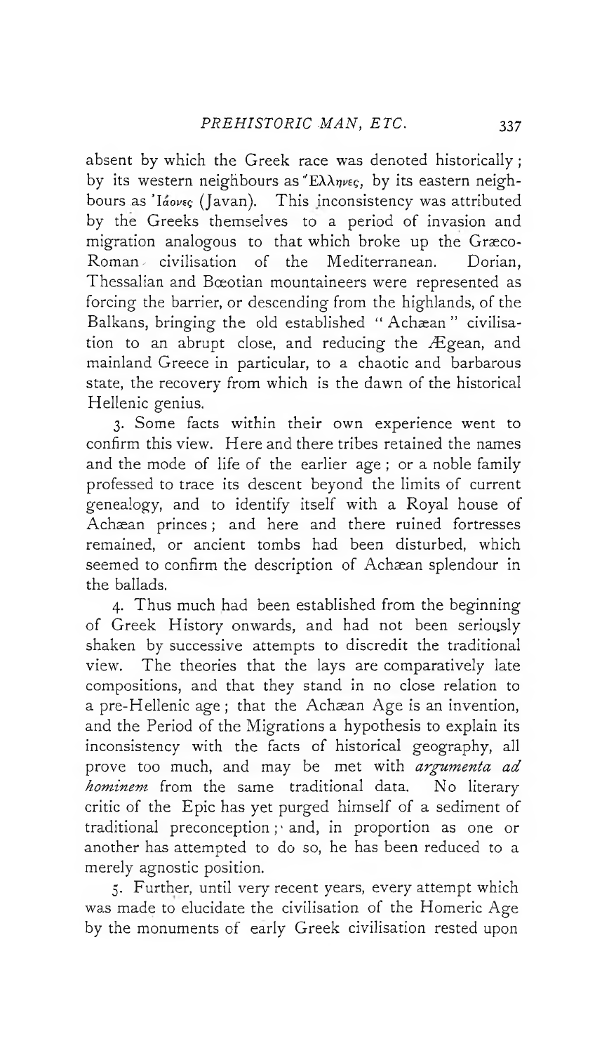absent by which the Greek race was denoted historically; by its western neighbours as Ἕλληνες, by its eastern neighbours as Ἰάονες (Javan). This inconsistency was attributed by the Greeks themselves to a period of invasion and migration analogous to that which broke up the Græco-Roman civilisation of the Mediterranean. Dorian, Thessalian and Bœotian mountaineers were represented as forcing the barrier, or descending from the highlands, of the Balkans, bringing the old established "Achæan" civilisation to an abrupt close, and reducing the Ægean, and mainland Greece in particular, to a chaotic and barbarous state, the recovery from which is the dawn of the historical Hellenic genius.

3. Some facts within their own experience went to confirm this view. Here and there tribes retained the names and the mode of life of the earlier age; or a noble family professed to trace its descent beyond the limits of current genealogy, and to identify itself with a Royal house of Achæan princes; and here and there ruined fortresses remained, or ancient tombs had been disturbed, which seemed to confirm the description of Achæan splendour in the ballads.

4. Thus much had been established from the beginning of Greek History onwards, and had not been seriously shaken by successive attempts to discredit the traditional view. The theories that the lays are comparatively late compositions, and that they stand in no close relation to a pre-Hellenic age; that the Achæan Age is an invention, and the Period of the Migrations a hypothesis to explain its inconsistency with the facts of historical geography, all prove too much, and may be met with *argumenta ad hominem* from the same traditional data. No literary critic of the Epic has yet purged himself of a sediment of traditional preconception; and, in proportion as one or another has attempted to do so, he has been reduced to a merely agnostic position.

5. Further, until very recent years, every attempt which was made to elucidate the civilisation of the Homeric Age by the monuments of early Greek civilisation rested upon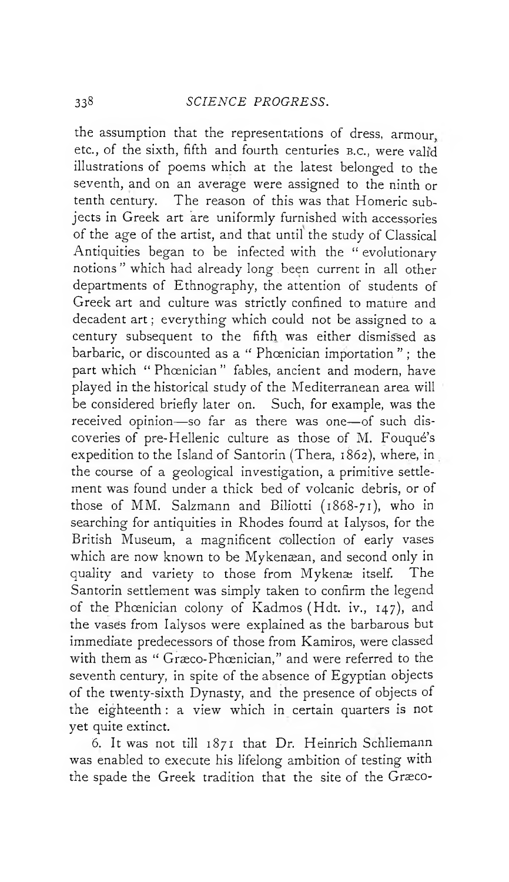the assumption that the representations of dress, armour, etc., of the sixth, fifth and fourth centuries B.C., were valid illustrations of poems which at the latest belonged to the seventh, and on an average were assigned to the ninth or tenth century. The reason of this was that Homeric subjects in Greek art are uniformly furnished with accessories of the age of the artist, and that until the study of Classical Antiquities began to be infected with the "evolutionary notions" which had already long been current in all other departments of Ethnography, the attention of students of Greek art and culture was strictly confined to mature and decadent art; everything which could not be assigned to a century subsequent to the fifth was either dismissed as barbaric, or discounted as a "Phœnician importation"; the part which "Phœnician" fables, ancient and modern, have played in the historical study of the Mediterranean area will be considered briefly later on. Such, for example, was the received opinion—so far as there was one—of such discoveries of pre-Hellenic culture as those of M. Fouqué's expedition to the Island of Santorin (Thera, 1862), where, in the course of a geological investigation, a primitive settlement was found under a thick bed of volcanic debris, or of those of MM. Salzmann and Biliotti (1868-71), who in searching for antiquities in Rhodes found at Ialysos, for the British Museum, a magnificent collection of early vases which are now known to be Mykenæan, and second only in quality and variety to those from Mykenæ itself. The Santorin settlement was simply taken to confirm the legend of the Phœnician colony of Kadmos (Hdt. iv., 147), and the vases from Ialysos were explained as the barbarous but immediate predecessors of those from Kamiros, were classed with them as "Græco-Phœnician," and were referred to the seventh century, in spite of the absence of Egyptian objects of the twenty-sixth Dynasty, and the presence of objects of the eighteenth: a view which in certain quarters is not yet quite extinct.

6. It was not till 1871 that Dr. Heinrich Schliemann was enabled to execute his lifelong ambition of testing with the spade the Greek tradition that the site of the Græco-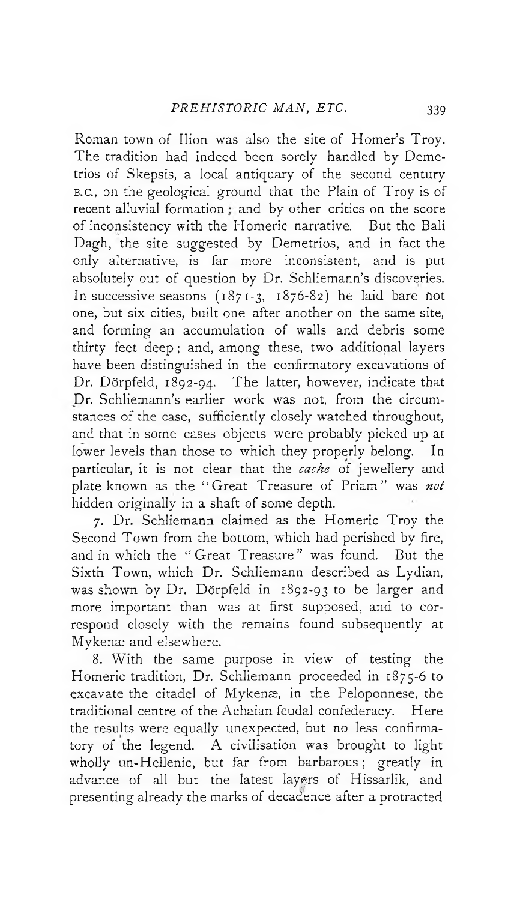Roman town of Ilion was also the site of Homer's Troy. The tradition had indeed been sorely handled by Demetrios of Skepsis, a local antiquary of the second century B.C., on the geological ground that the Plain of Troy is of recent alluvial formation; and by other critics on the score of inconsistency with the Homeric narrative. But the Bali Dagh, the site suggested by Demetrios, and in fact the only alternative, is far more inconsistent, and is put absolutely out of question by Dr. Schliemann's discoveries. In successive seasons (1871-3, 1876-82) he laid bare not one, but six cities, built one after another on the same site, and forming an accumulation of walls and debris some thirty feet deep; and, among these, two additional layers have been distinguished in the confirmatory excavations of Dr. Dörpfeld, 1892-94. The latter, however, indicate that Dr. Schliemann's earlier work was not, from the circumstances of the case, sufficiently closely watched throughout, and that in some cases objects were probably picked up at lower levels than those to which they properly belong. In particular, it is not clear that the *cache* of jewellery and plate known as the "Great Treasure of Priam" was *not* hidden originally in a shaft of some depth.

7. Dr. Schliemann claimed as the Homeric Troy the Second Town from the bottom, which had perished by fire, and in which the "Great Treasure" was found. But the Sixth Town, which Dr. Schliemann described as Lydian, was shown by Dr. Dörpfeld in 1892-93 to be larger and more important than was at first supposed, and to correspond closely with the remains found subsequently at Mykenæ and elsewhere.

8. With the same purpose in view of testing the Homeric tradition, Dr. Schliemann proceeded in 1875-6 to excavate the citadel of Mykenæ, in the Peloponnese, the traditional centre of the Achaian feudal confederacy. Here the results were equally unexpected, but no less confirmatory of the legend. A civilisation was brought to light wholly un-Hellenic, but far from barbarous; greatly in advance of all but the latest layers of Hissarlik, and presenting already the marks of decadence after a protracted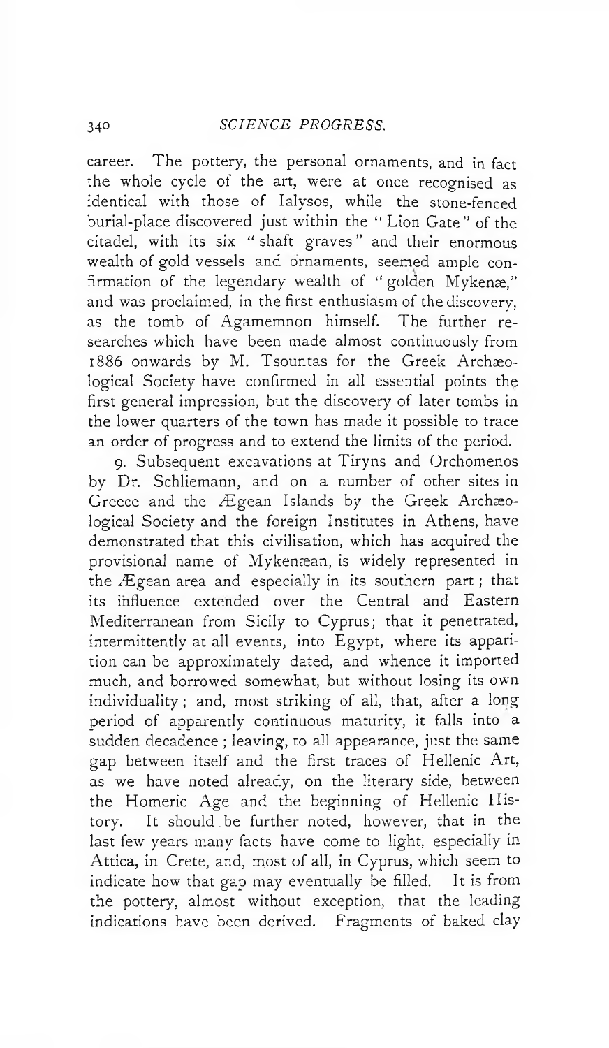career. The pottery, the personal ornaments, and in fact the whole cycle of the art, were at once recognised as identical with those of Ialysos, while the stone-fenced burial-place discovered just within the "Lion Gate" of the citadel, with its six "shaft graves" and their enormous wealth of gold vessels and ornaments, seemed ample confirmation of the legendary wealth of "golden Mykenæ," and was proclaimed, in the first enthusiasm of the discovery, as the tomb of Agamemnon himself. The further researches which have been made almost continuously from 1886 onwards by M. Tsountas for the Greek Archæological Society have confirmed in all essential points the first general impression, but the discovery of later tombs in the lower quarters of the town has made it possible to trace an order of progress and to extend the limits of the period.

9. Subsequent excavations at Tiryns and Orchomenos by Dr. Schliemann, and on a number of other sites in Greece and the Ægean Islands by the Greek Archæological Society and the foreign Institutes in Athens, have demonstrated that this civilisation, which has acquired the provisional name of Mykenæan, is widely represented in the Ægean area and especially in its southern part; that its influence extended over the Central and Eastern Mediterranean from Sicily to Cyprus; that it penetrated, intermittently at all events, into Egypt, where its apparition can be approximately dated, and whence it imported much, and borrowed somewhat, but without losing its own individuality; and, most striking of all, that, after a long period of apparently continuous maturity, it falls into a sudden decadence; leaving, to all appearance, just the same gap between itself and the first traces of Hellenic Art, as we have noted already, on the literary side, between the Homeric Age and the beginning of Hellenic History. It should be further noted, however, that in the last few years many facts have come to light, especially in Attica, in Crete, and, most of all, in Cyprus, which seem to indicate how that gap may eventually be filled. It is from the pottery, almost without exception, that the leading indications have been derived. Fragments of baked clay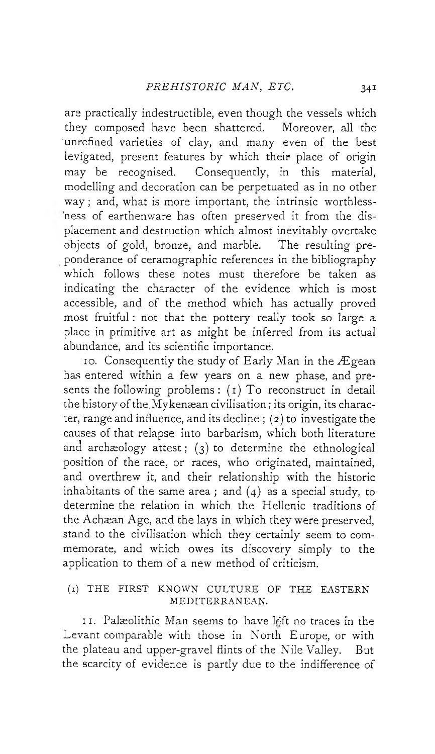are practically indestructible, even though the vessels which they composed have been shattered. Moreover, all the unrefined varieties of clay, and many even of the best levigated, present features by which their place of origin may be recognised. Consequently, in this material, modelling and decoration can be perpetuated as in no other way; and, what is more important, the intrinsic worthlessness of earthenware has often preserved it from the displacement and destruction which almost inevitably overtake objects of gold, bronze, and marble. The resulting preponderance of ceramographic references in the bibliography which follows these notes must therefore be taken as indicating the character of the evidence which is most accessible, and of the method which has actually proved most fruitful: not that the pottery really took so large a place in primitive art as might be inferred from its actual abundance, and its scientific importance.

10. Consequently the study of Early Man in the Ægean has entered within a few years on a new phase, and presents the following problems: (1) To reconstruct in detail the history of the Mykenæan civilisation; its origin, its character, range and influence, and its decline; (2) to investigate the causes of that relapse into barbarism, which both literature and archæology attest; (3) to determine the ethnological position of the race, or races, who originated, maintained, and overthrew it, and their relationship with the historic inhabitants of the same area; and (4) as a special study, to determine the relation in which the Hellenic traditions of the Achæan Age, and the lays in which they were preserved, stand to the civilisation which they certainly seem to commemorate, and which owes its discovery simply to the application to them of a new method of criticism.

## (1) THE FIRST KNOWN CULTURE OF THE EASTERN MEDITERRANEAN.

11. Palæolithic Man seems to have left no traces in the Levant comparable with those in North Europe, or with the plateau and upper-gravel flints of the Nile Valley. But the scarcity of evidence is partly due to the indifference of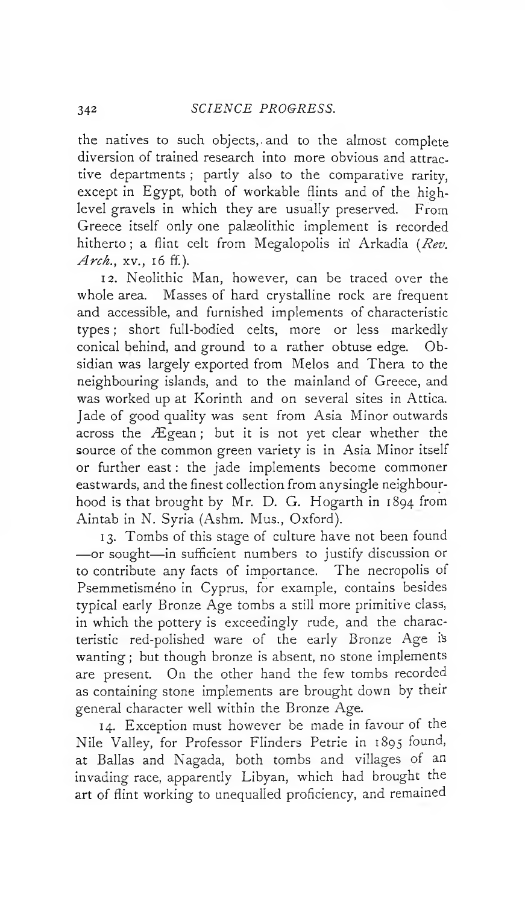the natives to such objects, and to the almost complete diversion of trained research into more obvious and attractive departments; partly also to the comparative rarity, except in Egypt, both of workable flints and of the high-level gravels in which they are usually preserved. From Greece itself only one palæolithic implement is recorded hitherto; a flint celt from Megalopolis in Arkadia (*Rev. Arch.*, xv., 16 ff.).

12. Neolithic Man, however, can be traced over the whole area. Masses of hard crystalline rock are frequent and accessible, and furnished implements of characteristic types; short full-bodied celts, more or less markedly conical behind, and ground to a rather obtuse edge. Obsidian was largely exported from Melos and Thera to the neighbouring islands, and to the mainland of Greece, and was worked up at Korinth and on several sites in Attica. Jade of good quality was sent from Asia Minor outwards across the Ægean; but it is not yet clear whether the source of the common green variety is in Asia Minor itself or further east: the jade implements become commoner eastwards, and the finest collection from any single neighbourhood is that brought by Mr. D. G. Hogarth in 1894 from Aintab in N. Syria (Ashm. Mus., Oxford).

13. Tombs of this stage of culture have not been found —or sought—in sufficient numbers to justify discussion or to contribute any facts of importance. The necropolis of Psemmetisméno in Cyprus, for example, contains besides typical early Bronze Age tombs a still more primitive class, in which the pottery is exceedingly rude, and the characteristic red-polished ware of the early Bronze Age is wanting; but though bronze is absent, no stone implements are present. On the other hand the few tombs recorded as containing stone implements are brought down by their general character well within the Bronze Age.

14. Exception must however be made in favour of the Nile Valley, for Professor Flinders Petrie in 1895 found, at Ballas and Nagada, both tombs and villages of an invading race, apparently Libyan, which had brought the art of flint working to unequalled proficiency, and remained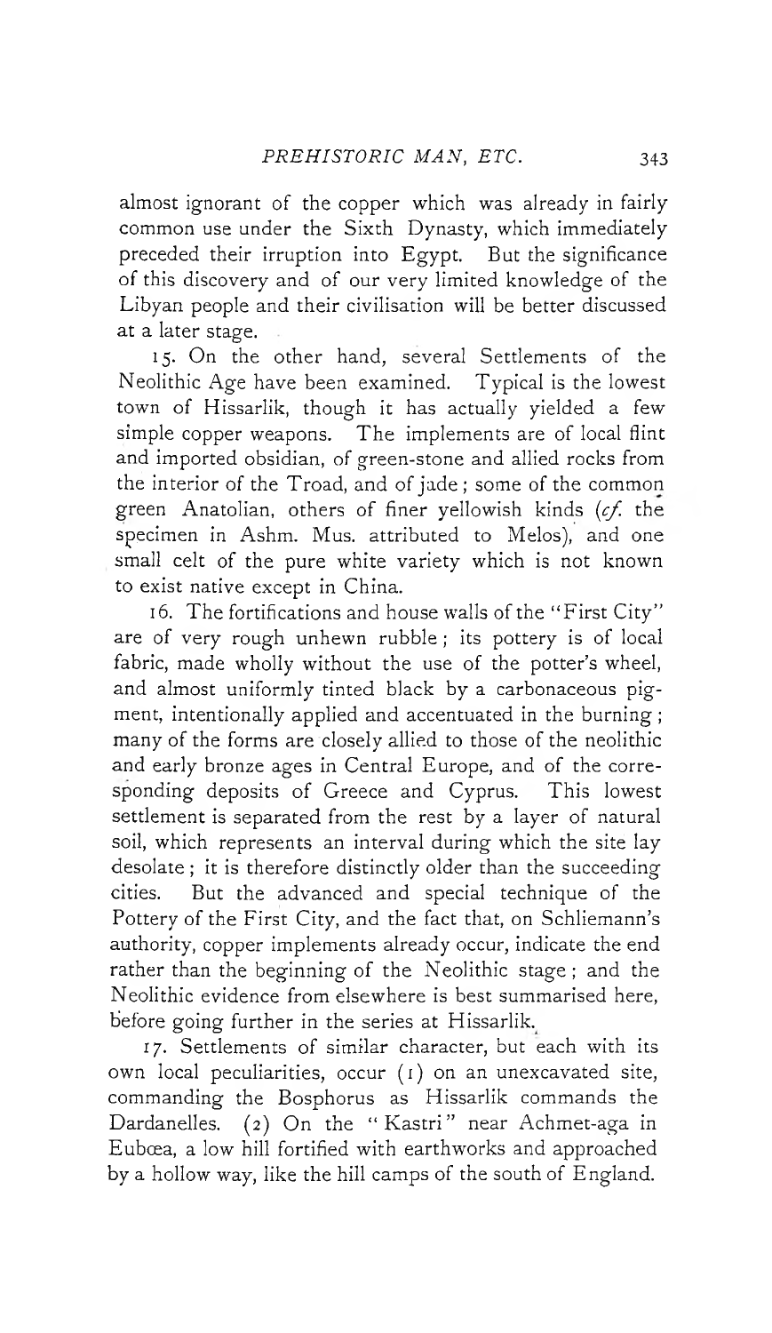almost ignorant of the copper which was already in fairly common use under the Sixth Dynasty, which immediately preceded their irruption into Egypt. But the significance of this discovery and of our very limited knowledge of the Libyan people and their civilisation will be better discussed at a later stage.

15. On the other hand, several Settlements of the Neolithic Age have been examined. Typical is the lowest town of Hissarlik, though it has actually yielded a few simple copper weapons. The implements are of local flint and imported obsidian, of green-stone and allied rocks from the interior of the Troad, and of jade; some of the common green Anatolian, others of finer yellowish kinds (*cf.* the specimen in Ashm. Mus. attributed to Melos), and one small celt of the pure white variety which is not known to exist native except in China.

16. The fortifications and house walls of the "First City" are of very rough unhewn rubble; its pottery is of local fabric, made wholly without the use of the potter's wheel, and almost uniformly tinted black by a carbonaceous pigment, intentionally applied and accentuated in the burning; many of the forms are closely allied to those of the neolithic and early bronze ages in Central Europe, and of the corresponding deposits of Greece and Cyprus. This lowest settlement is separated from the rest by a layer of natural soil, which represents an interval during which the site lay desolate; it is therefore distinctly older than the succeeding cities. But the advanced and special technique of the Pottery of the First City, and the fact that, on Schliemann's authority, copper implements already occur, indicate the end rather than the beginning of the Neolithic stage; and the Neolithic evidence from elsewhere is best summarised here, before going further in the series at Hissarlik.

17. Settlements of similar character, but each with its own local peculiarities, occur (1) on an unexcavated site, commanding the Bosphorus as Hissarlik commands the Dardanelles. (2) On the "Kastri" near Achmet-aga in Eubœa, a low hill fortified with earthworks and approached by a hollow way, like the hill camps of the south of England.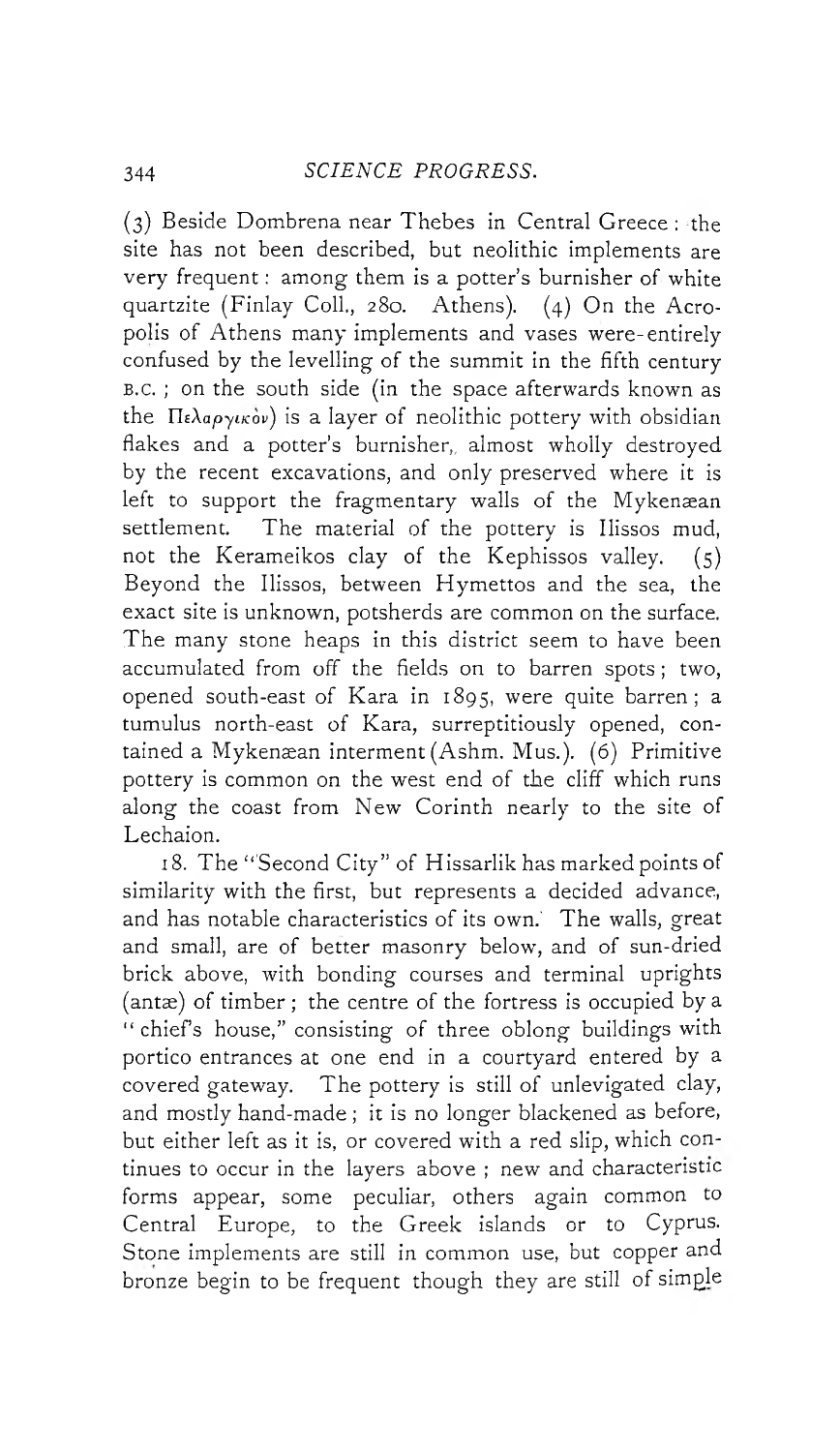(3) Beside Dombrena near Thebes in Central Greece: the site has not been described, but neolithic implements are very frequent: among them is a potter's burnisher of white quartzite (Finlay Coll., 280. Athens). (4) On the Acropolis of Athens many implements and vases were entirely confused by the levelling of the summit in the fifth century B.C.; on the south side (in the space afterwards known as the Πελαργικὸν) is a layer of neolithic pottery with obsidian flakes and a potter's burnisher, almost wholly destroyed by the recent excavations, and only preserved where it is left to support the fragmentary walls of the Mykenæan settlement. The material of the pottery is Ilissos mud, not the Kerameikos clay of the Kephissos valley. (5) Beyond the Ilissos, between Hymettos and the sea, the exact site is unknown, potsherds are common on the surface. The many stone heaps in this district seem to have been accumulated from off the fields on to barren spots; two, opened south-east of Kara in 1895, were quite barren; a tumulus north-east of Kara, surreptitiously opened, contained a Mykenæan interment (Ashm. Mus.). (6) Primitive pottery is common on the west end of the cliff which runs along the coast from New Corinth nearly to the site of Lechaion.

18. The "Second City" of Hissarlik has marked points of similarity with the first, but represents a decided advance, and has notable characteristics of its own. The walls, great and small, are of better masonry below, and of sun-dried brick above, with bonding courses and terminal uprights (antæ) of timber; the centre of the fortress is occupied by a "chief's house," consisting of three oblong buildings with portico entrances at one end in a courtyard entered by a covered gateway. The pottery is still of unlevigated clay, and mostly hand-made; it is no longer blackened as before, but either left as it is, or covered with a red slip, which continues to occur in the layers above; new and characteristic forms appear, some peculiar, others again common to Central Europe, to the Greek islands or to Cyprus. Stone implements are still in common use, but copper and bronze begin to be frequent though they are still of simple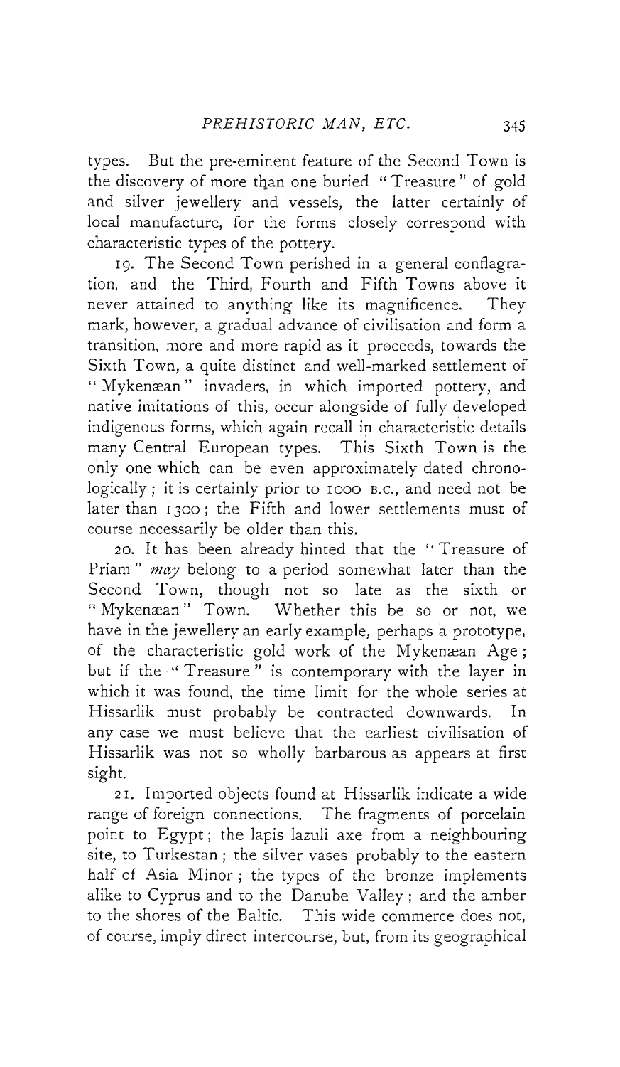types. But the pre-eminent feature of the Second Town is the discovery of more than one buried "Treasure" of gold and silver jewellery and vessels, the latter certainly of local manufacture, for the forms closely correspond with characteristic types of the pottery.

19. The Second Town perished in a general conflagration, and the Third, Fourth and Fifth Towns above it never attained to anything like its magnificence. They mark, however, a gradual advance of civilisation and form a transition, more and more rapid as it proceeds, towards the Sixth Town, a quite distinct and well-marked settlement of "Mykenæan" invaders, in which imported pottery, and native imitations of this, occur alongside of fully developed indigenous forms, which again recall in characteristic details many Central European types. This Sixth Town is the only one which can be even approximately dated chronologically; it is certainly prior to 1000 B.C., and need not be later than 1300; the Fifth and lower settlements must of course necessarily be older than this.

20. It has been already hinted that the "Treasure of Priam" *may* belong to a period somewhat later than the Second Town, though not so late as the sixth or "Mykenæan" Town. Whether this be so or not, we have in the jewellery an early example, perhaps a prototype, of the characteristic gold work of the Mykenæan Age; but if the "Treasure" is contemporary with the layer in which it was found, the time limit for the whole series at Hissarlik must probably be contracted downwards. In any case we must believe that the earliest civilisation of Hissarlik was not so wholly barbarous as appears at first sight.

21. Imported objects found at Hissarlik indicate a wide range of foreign connections. The fragments of porcelain point to Egypt; the lapis lazuli axe from a neighbouring site, to Turkestan; the silver vases probably to the eastern half of Asia Minor; the types of the bronze implements alike to Cyprus and to the Danube Valley; and the amber to the shores of the Baltic. This wide commerce does not, of course, imply direct intercourse, but, from its geographical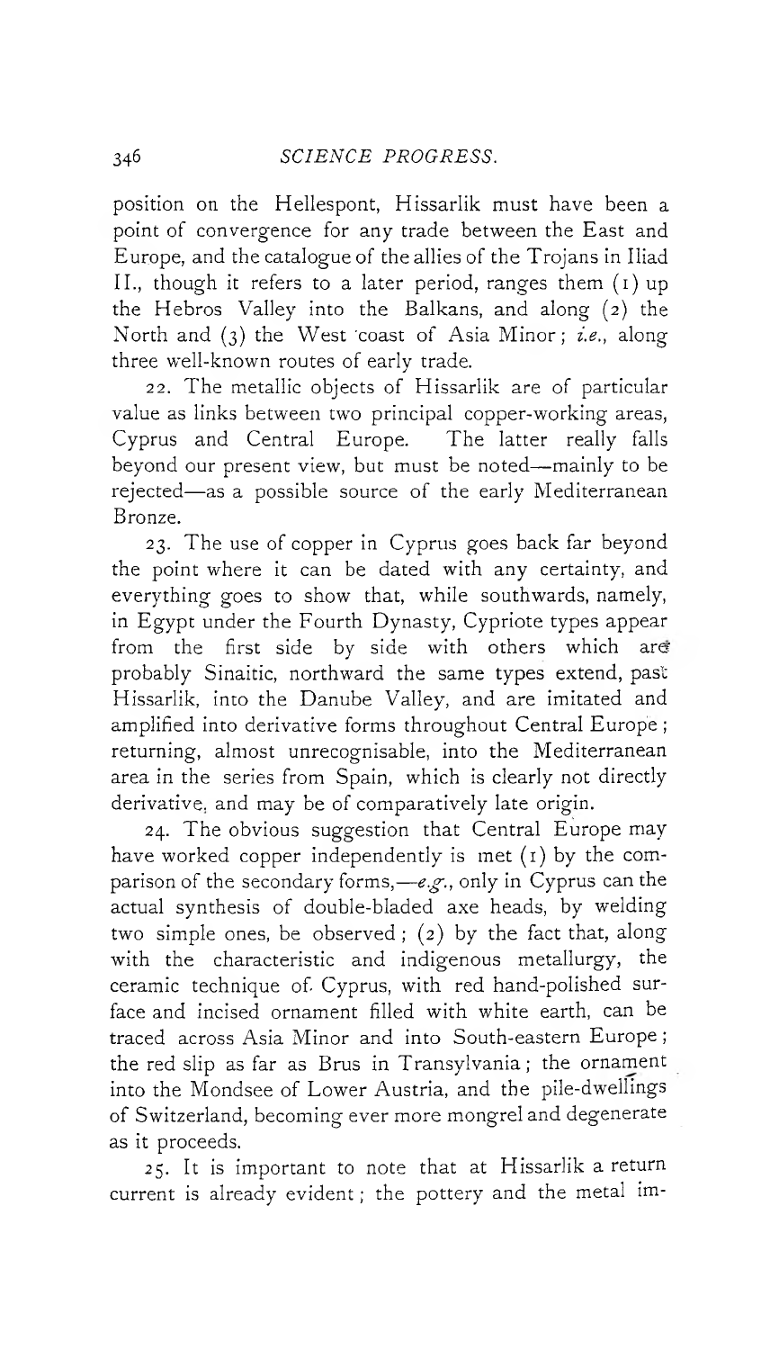position on the Hellespont, Hissarlik must have been a point of convergence for any trade between the East and Europe, and the catalogue of the allies of the Trojans in Iliad II., though it refers to a later period, ranges them (1) up the Hebros Valley into the Balkans, and along (2) the North and (3) the West coast of Asia Minor; *i.e.*, along three well-known routes of early trade.

22. The metallic objects of Hissarlik are of particular value as links between two principal copper-working areas, Cyprus and Central Europe. The latter really falls beyond our present view, but must be noted—mainly to be rejected—as a possible source of the early Mediterranean Bronze.

23. The use of copper in Cyprus goes back far beyond the point where it can be dated with any certainty, and everything goes to show that, while southwards, namely, in Egypt under the Fourth Dynasty, Cypriote types appear from the first side by side with others which are probably Sinaitic, northward the same types extend, past Hissarlik, into the Danube Valley, and are imitated and amplified into derivative forms throughout Central Europe; returning, almost unrecognisable, into the Mediterranean area in the series from Spain, which is clearly not directly derivative, and may be of comparatively late origin.

24. The obvious suggestion that Central Europe may have worked copper independently is met (1) by the comparison of the secondary forms,—*e.g.*, only in Cyprus can the actual synthesis of double-bladed axe heads, by welding two simple ones, be observed; (2) by the fact that, along with the characteristic and indigenous metallurgy, the ceramic technique of Cyprus, with red hand-polished surface and incised ornament filled with white earth, can be traced across Asia Minor and into South-eastern Europe; the red slip as far as Brus in Transylvania; the ornament into the Mondsee of Lower Austria, and the pile-dwellings of Switzerland, becoming ever more mongrel and degenerate as it proceeds.

25. It is important to note that at Hissarlik a return current is already evident; the pottery and the metal im-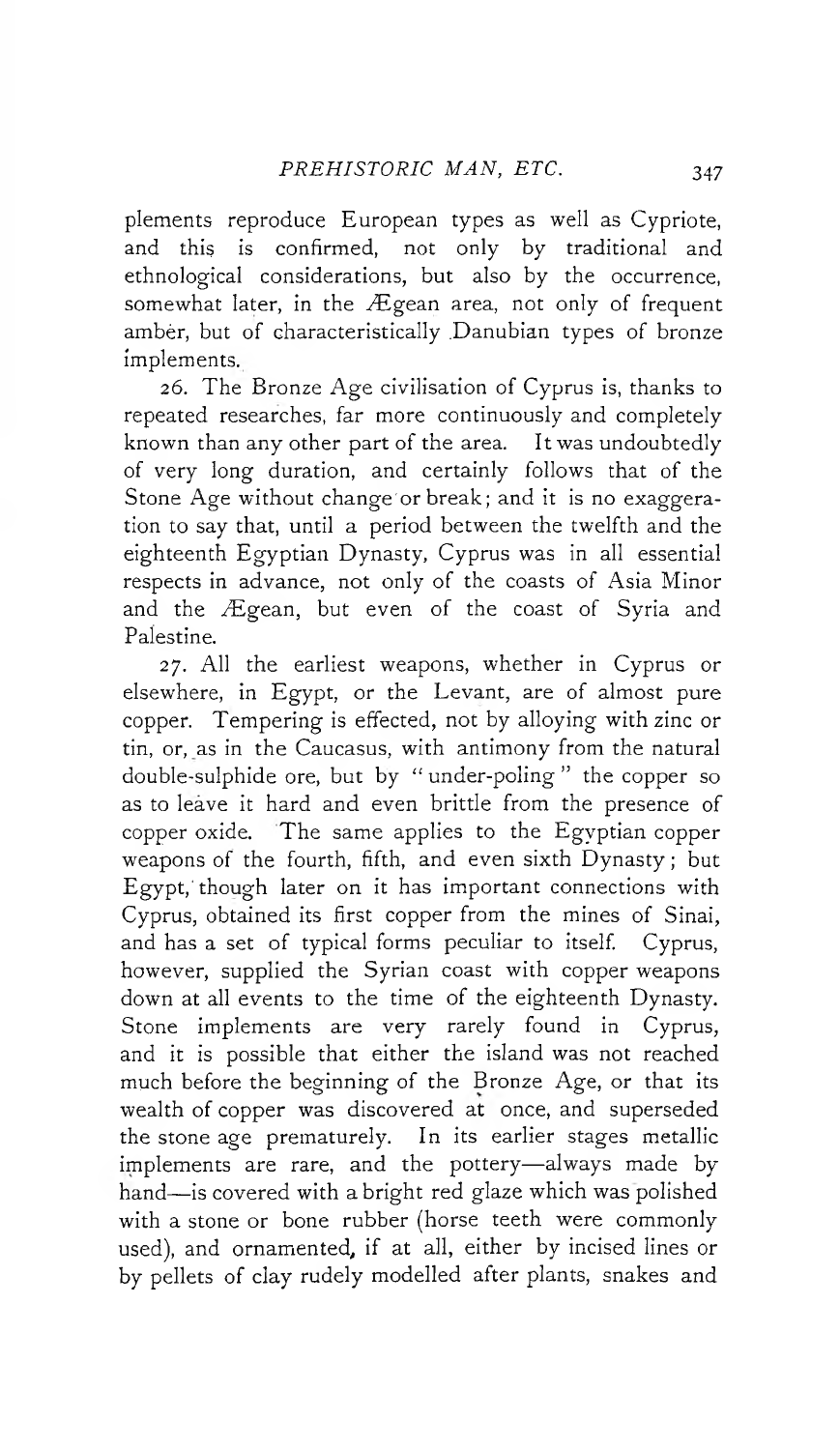plements reproduce European types as well as Cypriote, and this is confirmed, not only by traditional and ethnological considerations, but also by the occurrence, somewhat later, in the Ægean area, not only of frequent amber, but of characteristically Danubian types of bronze implements.

26. The Bronze Age civilisation of Cyprus is, thanks to repeated researches, far more continuously and completely known than any other part of the area. It was undoubtedly of very long duration, and certainly follows that of the Stone Age without change or break; and it is no exaggeration to say that, until a period between the twelfth and the eighteenth Egyptian Dynasty, Cyprus was in all essential respects in advance, not only of the coasts of Asia Minor and the Ægean, but even of the coast of Syria and Palestine.

27. All the earliest weapons, whether in Cyprus or elsewhere, in Egypt, or the Levant, are of almost pure copper. Tempering is effected, not by alloying with zinc or tin, or, as in the Caucasus, with antimony from the natural double-sulphide ore, but by "under-poling" the copper so as to leave it hard and even brittle from the presence of copper oxide. The same applies to the Egyptian copper weapons of the fourth, fifth, and even sixth Dynasty; but Egypt, though later on it has important connections with Cyprus, obtained its first copper from the mines of Sinai, and has a set of typical forms peculiar to itself. Cyprus, however, supplied the Syrian coast with copper weapons down at all events to the time of the eighteenth Dynasty. Stone implements are very rarely found in Cyprus, and it is possible that either the island was not reached much before the beginning of the Bronze Age, or that its wealth of copper was discovered at once, and superseded the stone age prematurely. In its earlier stages metallic implements are rare, and the pottery—always made by hand—is covered with a bright red glaze which was polished with a stone or bone rubber (horse teeth were commonly used), and ornamented, if at all, either by incised lines or by pellets of clay rudely modelled after plants, snakes and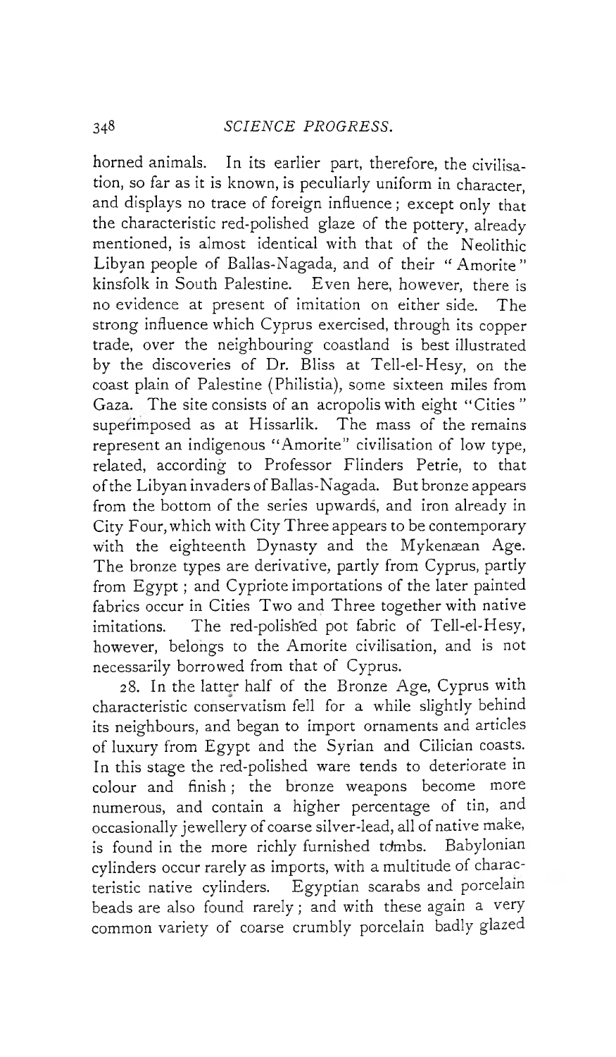horned animals. In its earlier part, therefore, the civilisation, so far as it is known, is peculiarly uniform in character, and displays no trace of foreign influence; except only that the characteristic red-polished glaze of the pottery, already mentioned, is almost identical with that of the Neolithic Libyan people of Ballas-Nagada, and of their "Amorite" kinsfolk in South Palestine. Even here, however, there is no evidence at present of imitation on either side. The strong influence which Cyprus exercised, through its copper trade, over the neighbouring coastland is best illustrated by the discoveries of Dr. Bliss at Tell-el-Hesy, on the coast plain of Palestine (Philistia), some sixteen miles from Gaza. The site consists of an acropolis with eight "Cities" superimposed as at Hissarlik. The mass of the remains represent an indigenous "Amorite" civilisation of low type, related, according to Professor Flinders Petrie, to that of the Libyan invaders of Ballas-Nagada. But bronze appears from the bottom of the series upwards, and iron already in City Four, which with City Three appears to be contemporary with the eighteenth Dynasty and the Mykenæan Age. The bronze types are derivative, partly from Cyprus, partly from Egypt; and Cypriote importations of the later painted fabrics occur in Cities Two and Three together with native imitations. The red-polished pot fabric of Tell-el-Hesy, however, belongs to the Amorite civilisation, and is not necessarily borrowed from that of Cyprus.

28. In the latter half of the Bronze Age, Cyprus with characteristic conservatism fell for a while slightly behind its neighbours, and began to import ornaments and articles of luxury from Egypt and the Syrian and Cilician coasts. In this stage the red-polished ware tends to deteriorate in colour and finish; the bronze weapons become more numerous, and contain a higher percentage of tin, and occasionally jewellery of coarse silver-lead, all of native make, is found in the more richly furnished tombs. Babylonian cylinders occur rarely as imports, with a multitude of characteristic native cylinders. Egyptian scarabs and porcelain beads are also found rarely; and with these again a very common variety of coarse crumbly porcelain badly glazed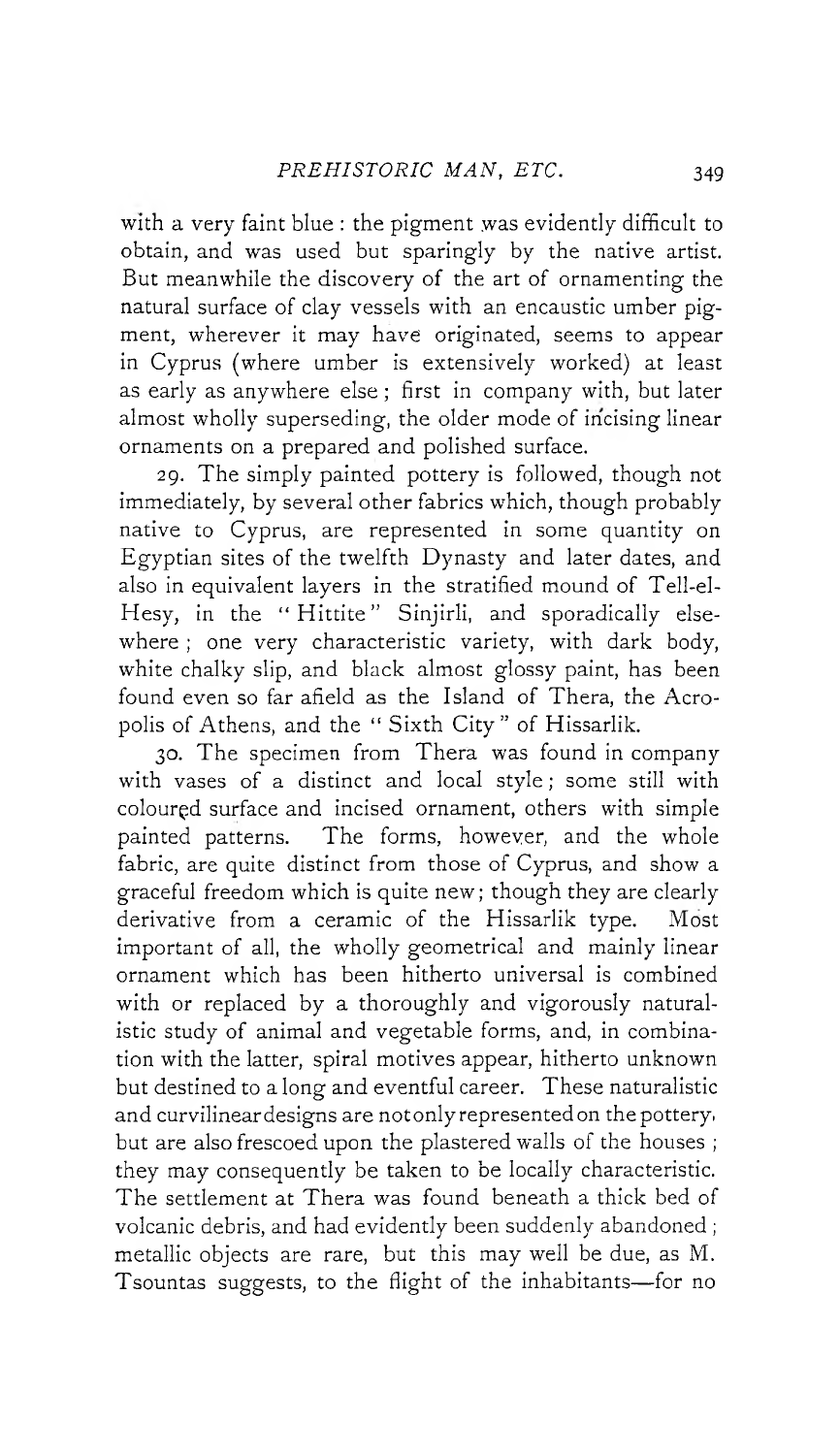with a very faint blue : the pigment was evidently difficult to obtain, and was used but sparingly by the native artist. But meanwhile the discovery of the art of ornamenting the natural surface of clay vessels with an encaustic umber pigment, wherever it may have originated, seems to appear in Cyprus (where umber is extensively worked) at least as early as anywhere else ; first in company with, but later almost wholly superseding, the older mode of incising linear ornaments on a prepared and polished surface.

29. The simply painted pottery is followed, though not immediately, by several other fabrics which, though probably native to Cyprus, are represented in some quantity on Egyptian sites of the twelfth Dynasty and later dates, and also in equivalent layers in the stratified mound of Tell-el-Hesy, in the "Hittite" Sinjirli, and sporadically elsewhere ; one very characteristic variety, with dark body, white chalky slip, and black almost glossy paint, has been found even so far afield as the Island of Thera, the Acropolis of Athens, and the "Sixth City" of Hissarlik.

30. The specimen from Thera was found in company with vases of a distinct and local style ; some still with coloured surface and incised ornament, others with simple painted patterns. The forms, however, and the whole fabric, are quite distinct from those of Cyprus, and show a graceful freedom which is quite new ; though they are clearly derivative from a ceramic of the Hissarlik type. Most important of all, the wholly geometrical and mainly linear ornament which has been hitherto universal is combined with or replaced by a thoroughly and vigorously naturalistic study of animal and vegetable forms, and, in combination with the latter, spiral motives appear, hitherto unknown but destined to a long and eventful career. These naturalistic and curvilinear designs are not only represented on the pottery, but are also frescoed upon the plastered walls of the houses ; they may consequently be taken to be locally characteristic. The settlement at Thera was found beneath a thick bed of volcanic debris, and had evidently been suddenly abandoned ; metallic objects are rare, but this may well be due, as M. Tsountas suggests, to the flight of the inhabitants—for no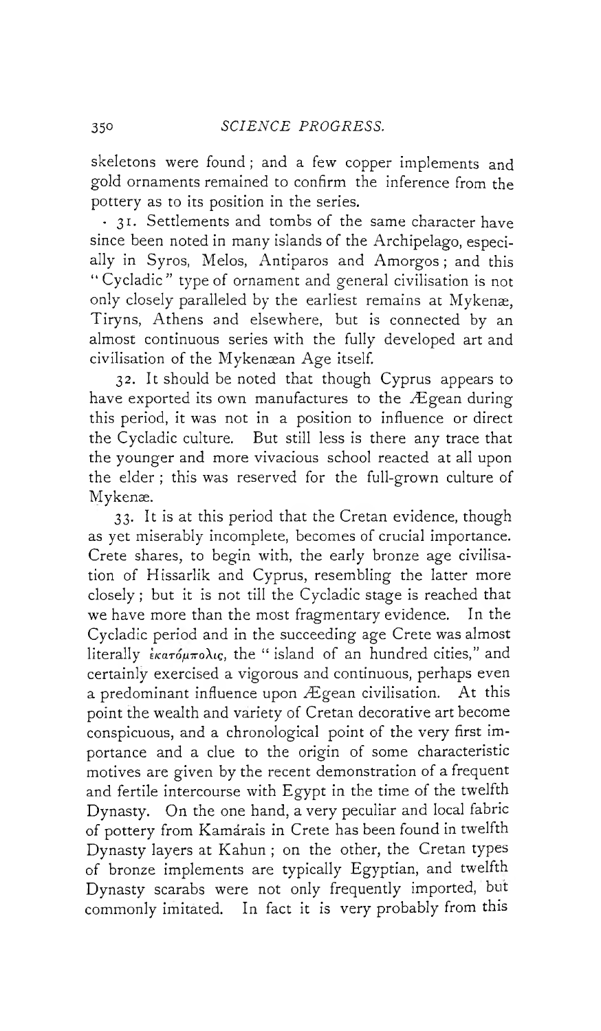skeletons were found; and a few copper implements and gold ornaments remained to confirm the inference from the pottery as to its position in the series.

31. Settlements and tombs of the same character have since been noted in many islands of the Archipelago, especially in Syros, Melos, Antiparos and Amorgos; and this "Cycladic" type of ornament and general civilisation is not only closely paralleled by the earliest remains at Mykenæ, Tiryns, Athens and elsewhere, but is connected by an almost continuous series with the fully developed art and civilisation of the Mykenæan Age itself.

32. It should be noted that though Cyprus appears to have exported its own manufactures to the Ægean during this period, it was not in a position to influence or direct the Cycladic culture. But still less is there any trace that the younger and more vivacious school reacted at all upon the elder; this was reserved for the full-grown culture of Mykenæ.

33. It is at this period that the Cretan evidence, though as yet miserably incomplete, becomes of crucial importance. Crete shares, to begin with, the early bronze age civilisation of Hissarlik and Cyprus, resembling the latter more closely; but it is not till the Cycladic stage is reached that we have more than the most fragmentary evidence. In the Cycladic period and in the succeeding age Crete was almost literally *ἑκατόμπολις*, the "island of an hundred cities," and certainly exercised a vigorous and continuous, perhaps even a predominant influence upon Ægean civilisation. At this point the wealth and variety of Cretan decorative art become conspicuous, and a chronological point of the very first importance and a clue to the origin of some characteristic motives are given by the recent demonstration of a frequent and fertile intercourse with Egypt in the time of the twelfth Dynasty. On the one hand, a very peculiar and local fabric of pottery from Kamárais in Crete has been found in twelfth Dynasty layers at Kahun; on the other, the Cretan types of bronze implements are typically Egyptian, and twelfth Dynasty scarabs were not only frequently imported, but commonly imitated. In fact it is very probably from this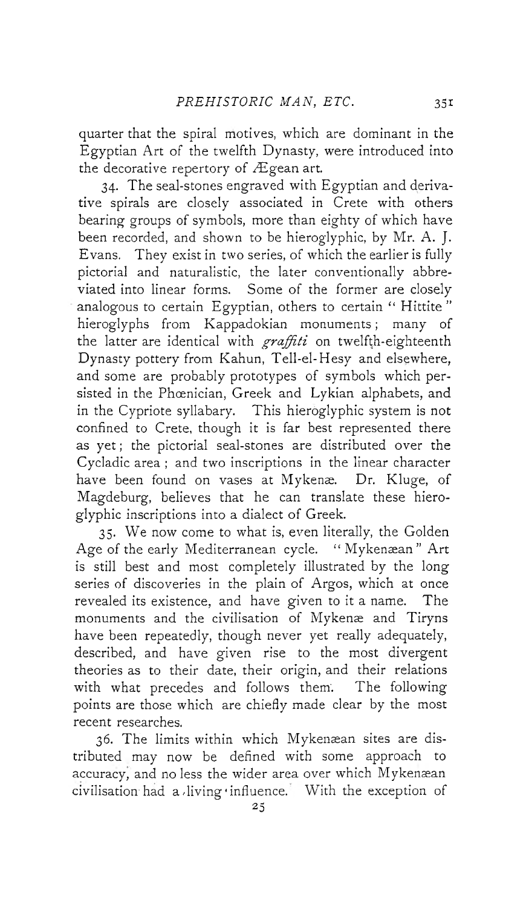quarter that the spiral motives, which are dominant in the Egyptian Art of the twelfth Dynasty, were introduced into the decorative repertory of Ægean art.

34. The seal-stones engraved with Egyptian and derivative spirals are closely associated in Crete with others bearing groups of symbols, more than eighty of which have been recorded, and shown to be hieroglyphic, by Mr. A. J. Evans. They exist in two series, of which the earlier is fully pictorial and naturalistic, the later conventionally abbreviated into linear forms. Some of the former are closely analogous to certain Egyptian, others to certain "Hittite" hieroglyphs from Kappadokian monuments; many of the latter are identical with *graffiti* on twelfth-eighteenth Dynasty pottery from Kahun, Tell-el-Hesy and elsewhere, and some are probably prototypes of symbols which persisted in the Phœnician, Greek and Lykian alphabets, and in the Cypriote syllabary. This hieroglyphic system is not confined to Crete, though it is far best represented there as yet; the pictorial seal-stones are distributed over the Cycladic area; and two inscriptions in the linear character have been found on vases at Mykenæ. Dr. Kluge, of Magdeburg, believes that he can translate these hieroglyphic inscriptions into a dialect of Greek.

35. We now come to what is, even literally, the Golden Age of the early Mediterranean cycle. "Mykenæan" Art is still best and most completely illustrated by the long series of discoveries in the plain of Argos, which at once revealed its existence, and have given to it a name. The monuments and the civilisation of Mykenæ and Tiryns have been repeatedly, though never yet really adequately, described, and have given rise to the most divergent theories as to their date, their origin, and their relations with what precedes and follows them. The following points are those which are chiefly made clear by the most recent researches.

36. The limits within which Mykenæan sites are distributed may now be defined with some approach to accuracy, and no less the wider area over which Mykenæan civilisation had a living influence. With the exception of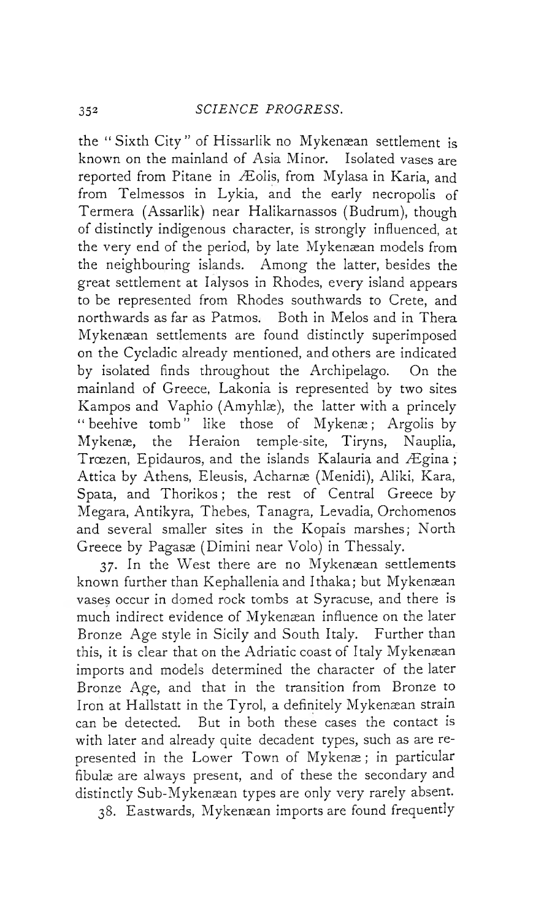the "Sixth City" of Hissarlik no Mykenæan settlement is known on the mainland of Asia Minor. Isolated vases are reported from Pitane in Æolis, from Mylasa in Karia, and from Telmessos in Lykia, and the early necropolis of Termera (Assarlik) near Halikarnassos (Budrum), though of distinctly indigenous character, is strongly influenced, at the very end of the period, by late Mykenæan models from the neighbouring islands. Among the latter, besides the great settlement at Ialysos in Rhodes, every island appears to be represented from Rhodes southwards to Crete, and northwards as far as Patmos. Both in Melos and in Thera Mykenæan settlements are found distinctly superimposed on the Cycladic already mentioned, and others are indicated by isolated finds throughout the Archipelago. On the mainland of Greece, Lakonia is represented by two sites Kampos and Vaphio (Amyhlæ), the latter with a princely "beehive tomb" like those of Mykenæ; Argolis by Mykenæ, the Heraion temple-site, Tiryns, Nauplia, Trœzen, Epidauros, and the islands Kalauria and Ægina; Attica by Athens, Eleusis, Acharnæ (Menidi), Aliki, Kara, Spata, and Thorikos; the rest of Central Greece by Megara, Antikyra, Thebes, Tanagra, Levadia, Orchomenos and several smaller sites in the Kopais marshes; North Greece by Pagasæ (Dimini near Volo) in Thessaly.

37. In the West there are no Mykenæan settlements known further than Kephallenia and Ithaka; but Mykenæan vases occur in domed rock tombs at Syracuse, and there is much indirect evidence of Mykenæan influence on the later Bronze Age style in Sicily and South Italy. Further than this, it is clear that on the Adriatic coast of Italy Mykenæan imports and models determined the character of the later Bronze Age, and that in the transition from Bronze to Iron at Hallstatt in the Tyrol, a definitely Mykenæan strain can be detected. But in both these cases the contact is with later and already quite decadent types, such as are represented in the Lower Town of Mykenæ; in particular fibulæ are always present, and of these the secondary and distinctly Sub-Mykenæan types are only very rarely absent.

38. Eastwards, Mykenæan imports are found frequently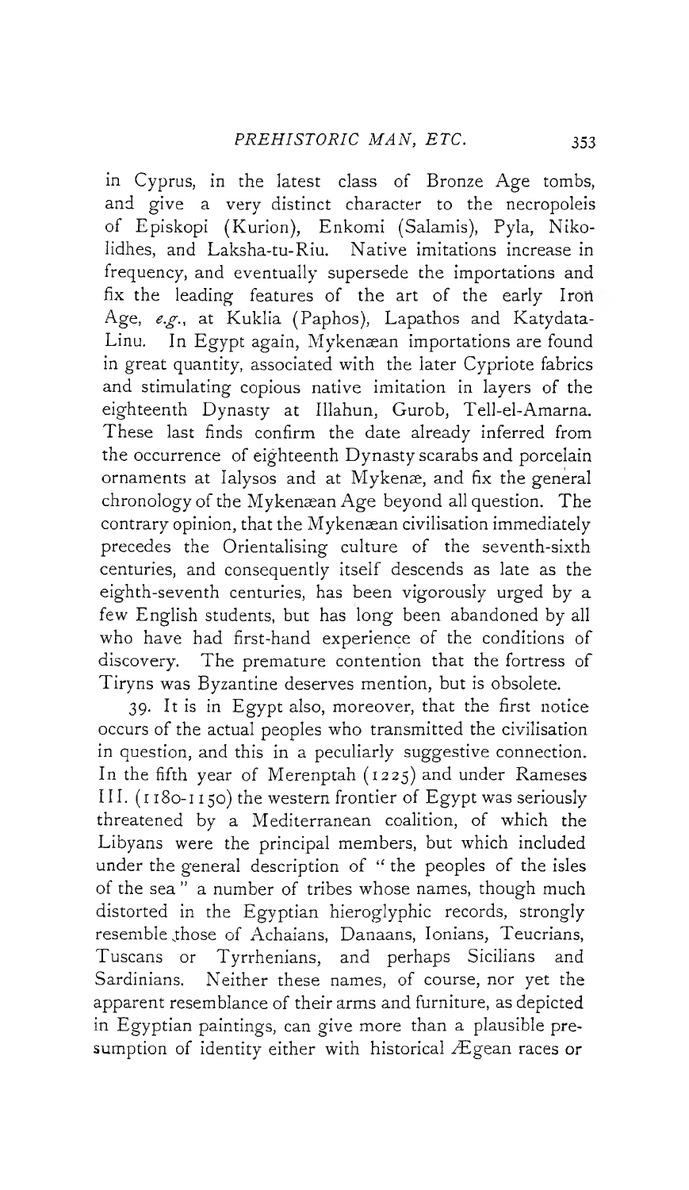in Cyprus, in the latest class of Bronze Age tombs, and give a very distinct character to the necropoleis of Episkopi (Kurion), Enkomi (Salamis), Pyla, Nikolidhes, and Laksha-tu-Riu. Native imitations increase in frequency, and eventually supersede the importations and fix the leading features of the art of the early Iron Age, *e.g.*, at Kuklia (Paphos), Lapathos and Katydata-Linu. In Egypt again, Mykenæan importations are found in great quantity, associated with the later Cypriote fabrics and stimulating copious native imitation in layers of the eighteenth Dynasty at Illahun, Gurob, Tell-el-Amarna. These last finds confirm the date already inferred from the occurrence of eighteenth Dynasty scarabs and porcelain ornaments at Ialysos and at Mykenæ, and fix the general chronology of the Mykenæan Age beyond all question. The contrary opinion, that the Mykenæan civilisation immediately precedes the Orientalising culture of the seventh-sixth centuries, and consequently itself descends as late as the eighth-seventh centuries, has been vigorously urged by a few English students, but has long been abandoned by all who have had first-hand experience of the conditions of discovery. The premature contention that the fortress of Tiryns was Byzantine deserves mention, but is obsolete.

39. It is in Egypt also, moreover, that the first notice occurs of the actual peoples who transmitted the civilisation in question, and this in a peculiarly suggestive connection. In the fifth year of Merenptah (1225) and under Rameses III. (1180-1150) the western frontier of Egypt was seriously threatened by a Mediterranean coalition, of which the Libyans were the principal members, but which included under the general description of "the peoples of the isles of the sea" a number of tribes whose names, though much distorted in the Egyptian hieroglyphic records, strongly resemble those of Achaians, Danaans, Ionians, Teucrians, Tuscans or Tyrrhenians, and perhaps Sicilians and Sardinians. Neither these names, of course, nor yet the apparent resemblance of their arms and furniture, as depicted in Egyptian paintings, can give more than a plausible presumption of identity either with historical Ægean races or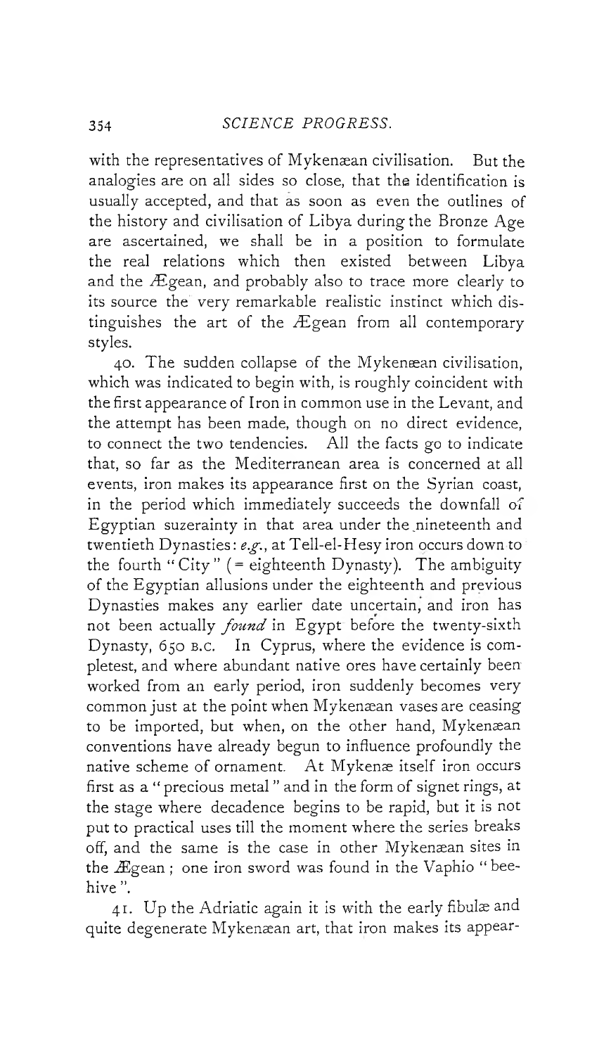with the representatives of Mykenæan civilisation. But the analogies are on all sides so close, that the identification is usually accepted, and that as soon as even the outlines of the history and civilisation of Libya during the Bronze Age are ascertained, we shall be in a position to formulate the real relations which then existed between Libya and the Ægean, and probably also to trace more clearly to its source the very remarkable realistic instinct which distinguishes the art of the Ægean from all contemporary styles.

40. The sudden collapse of the Mykenæan civilisation, which was indicated to begin with, is roughly coincident with the first appearance of Iron in common use in the Levant, and the attempt has been made, though on no direct evidence, to connect the two tendencies. All the facts go to indicate that, so far as the Mediterranean area is concerned at all events, iron makes its appearance first on the Syrian coast, in the period which immediately succeeds the downfall of Egyptian suzerainty in that area under the nineteenth and twentieth Dynasties: *e.g.*, at Tell-el-Hesy iron occurs down to the fourth "City" (= eighteenth Dynasty). The ambiguity of the Egyptian allusions under the eighteenth and previous Dynasties makes any earlier date uncertain, and iron has not been actually *found* in Egypt before the twenty-sixth Dynasty, 650 B.C. In Cyprus, where the evidence is completest, and where abundant native ores have certainly been worked from an early period, iron suddenly becomes very common just at the point when Mykenæan vases are ceasing to be imported, but when, on the other hand, Mykenæan conventions have already begun to influence profoundly the native scheme of ornament. At Mykenæ itself iron occurs first as a "precious metal" and in the form of signet rings, at the stage where decadence begins to be rapid, but it is not put to practical uses till the moment where the series breaks off, and the same is the case in other Mykenæan sites in the Ægean; one iron sword was found in the Vaphio "beehive".

41. Up the Adriatic again it is with the early fibulæ and quite degenerate Mykenæan art, that iron makes its appear-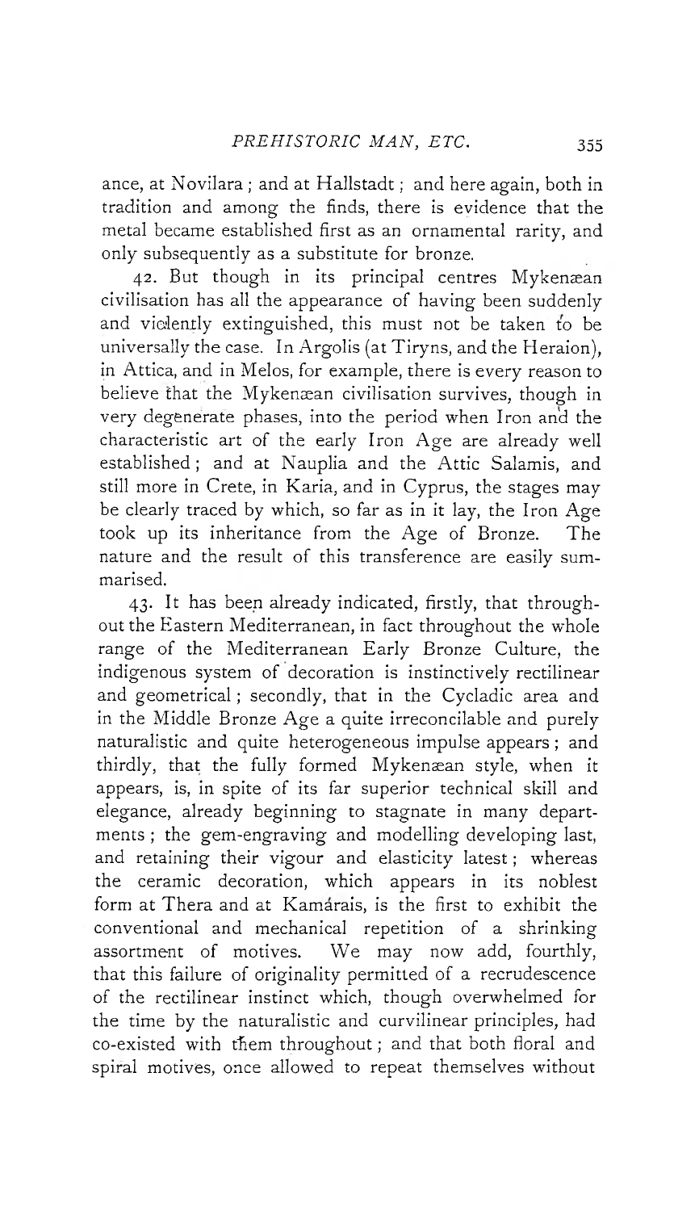ance, at Novilara ; and at Hallstadt ; and here again, both in tradition and among the finds, there is evidence that the metal became established first as an ornamental rarity, and only subsequently as a substitute for bronze.

42. But though in its principal centres Mykenæan civilisation has all the appearance of having been suddenly and violently extinguished, this must not be taken to be universally the case. In Argolis (at Tiryns, and the Heraion), in Attica, and in Melos, for example, there is every reason to believe that the Mykenæan civilisation survives, though in very degenerate phases, into the period when Iron and the characteristic art of the early Iron Age are already well established ; and at Nauplia and the Attic Salamis, and still more in Crete, in Karia, and in Cyprus, the stages may be clearly traced by which, so far as in it lay, the Iron Age took up its inheritance from the Age of Bronze. The nature and the result of this transference are easily summarised.

43. It has been already indicated, firstly, that throughout the Eastern Mediterranean, in fact throughout the whole range of the Mediterranean Early Bronze Culture, the indigenous system of decoration is instinctively rectilinear and geometrical ; secondly, that in the Cycladic area and in the Middle Bronze Age a quite irreconcilable and purely naturalistic and quite heterogeneous impulse appears ; and thirdly, that the fully formed Mykenæan style, when it appears, is, in spite of its far superior technical skill and elegance, already beginning to stagnate in many departments ; the gem-engraving and modelling developing last, and retaining their vigour and elasticity latest ; whereas the ceramic decoration, which appears in its noblest form at Thera and at Kamárais, is the first to exhibit the conventional and mechanical repetition of a shrinking assortment of motives. We may now add, fourthly, that this failure of originality permitted of a recrudescence of the rectilinear instinct which, though overwhelmed for the time by the naturalistic and curvilinear principles, had co-existed with them throughout ; and that both floral and spiral motives, once allowed to repeat themselves without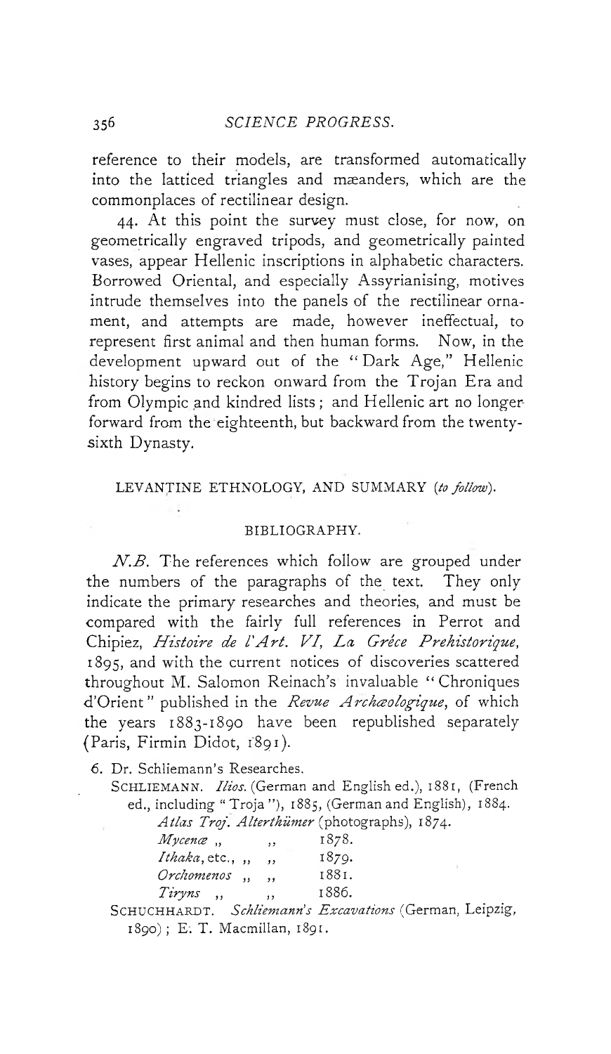reference to their models, are transformed automatically into the latticed triangles and mæanders, which are the commonplaces of rectilinear design.

44. At this point the survey must close, for now, on geometrically engraved tripods, and geometrically painted vases, appear Hellenic inscriptions in alphabetic characters. Borrowed Oriental, and especially Assyrianising, motives intrude themselves into the panels of the rectilinear ornament, and attempts are made, however ineffectual, to represent first animal and then human forms. Now, in the development upward out of the "Dark Age," Hellenic history begins to reckon onward from the Trojan Era and from Olympic and kindred lists; and Hellenic art no longer forward from the eighteenth, but backward from the twenty-sixth Dynasty.

LEVANTINE ETHNOLOGY, AND SUMMARY (*to follow*).

## BIBLIOGRAPHY.

*N.B.* The references which follow are grouped under the numbers of the paragraphs of the text. They only indicate the primary researches and theories, and must be compared with the fairly full references in Perrot and Chipiez, *Histoire de l'Art. VI, La Grèce Prehistorique*, 1895, and with the current notices of discoveries scattered throughout M. Salomon Reinach's invaluable "Chroniques d'Orient" published in the *Revue Archæologique*, of which the years 1883-1890 have been republished separately (Paris, Firmin Didot, 1891).

6. Dr. Schliemann's Researches.

SCHLIEMANN. *Ilios.* (German and English ed.), 1881, (French ed., including "Troja"), 1885, (German and English), 1884.

*Atlas Troj. Alterthümer* (photographs), 1874.
*Mycenæ* ,, ,, 1878.
*Ithaka*, etc., ,, ,, 1879.
*Orchomenos* ,, ,, 1881.
*Tiryns* ,, ,, 1886.

SCHUCHHARDT. *Schliemann's Excavations* (German, Leipzig, 1890); E. T. Macmillan, 1891.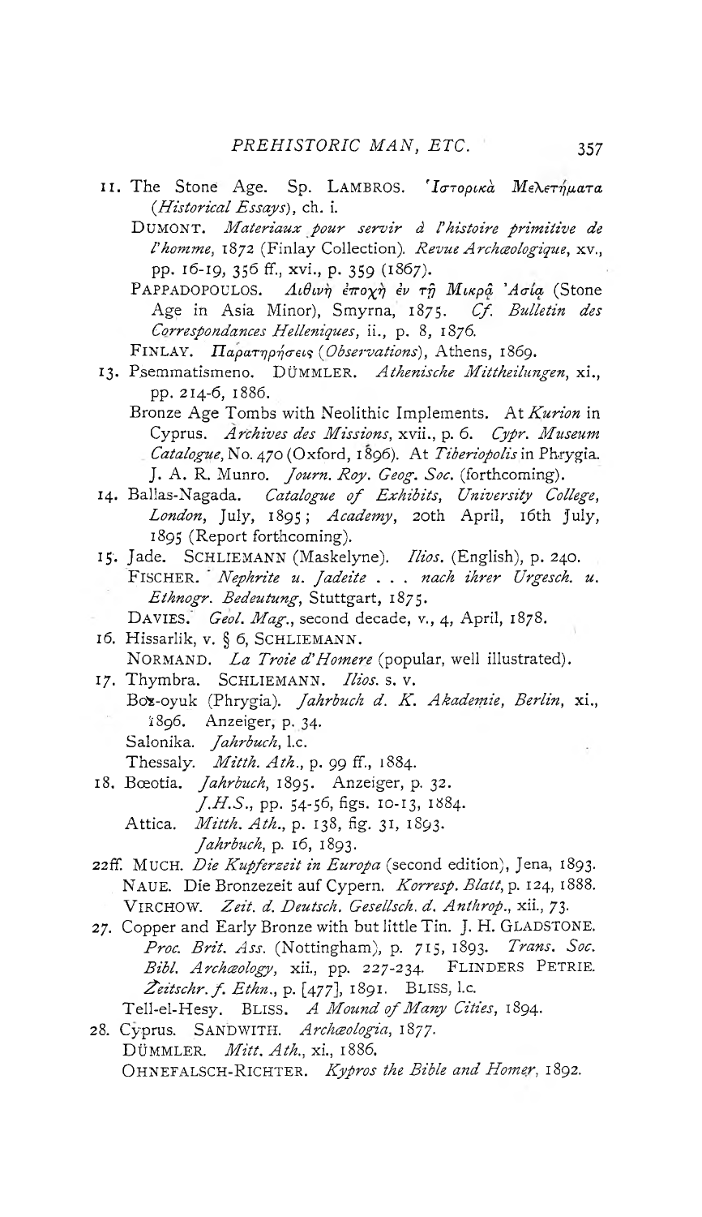11. The Stone Age. Sp. LAMBROS. *Ἱστορικὰ Μελετήματα* (*Historical Essays*), ch. i.

 DUMONT. *Materiaux pour servir à l'histoire primitive de l'homme*, 1872 (Finlay Collection). *Revue Archæologique*, xv., pp. 16-19, 356 ff., xvi., p. 359 (1867).

 PAPPADOPOULOS. *Λιθινὴ ἐποχὴ ἐν τῇ Μικρᾷ Ἀσίᾳ* (Stone Age in Asia Minor), Smyrna, 1875. *Cf. Bulletin des Correspondances Helleniques*, ii., p. 8, 1876.

 FINLAY. *Παρατηρήσεις* (*Observations*), Athens, 1869.

13. Psemmatismeno. DÜMMLER. *Athenische Mittheilungen*, xi., pp. 214-6, 1886.

 Bronze Age Tombs with Neolithic Implements. At *Kurion* in Cyprus. *Archives des Missions*, xvii., p. 6. *Cypr. Museum Catalogue*, No. 470 (Oxford, 1896). At *Tiberiopolis* in Phrygia. J. A. R. Munro. *Journ. Roy. Geog. Soc.* (forthcoming).

14. Ballas-Nagada. *Catalogue of Exhibits, University College, London*, July, 1895; *Academy*, 20th April, 16th July, 1895 (Report forthcoming).

15. Jade. SCHLIEMANN (Maskelyne). *Ilios.* (English), p. 240.

 FISCHER. *Nephrite u. Jadeite . . . nach ihrer Urgesch. u. Ethnogr. Bedeutung*, Stuttgart, 1875.

 DAVIES. *Geol. Mag.*, second decade, v., 4, April, 1878.

16. Hissarlik, v. § 6, SCHLIEMANN.

 NORMAND. *La Troie d'Homere* (popular, well illustrated).

17. Thymbra. SCHLIEMANN. *Ilios.* s. v.

 Boz-oyuk (Phrygia). *Jahrbuch d. K. Akademie, Berlin*, xi., 1896. Anzeiger, p. 34.

 Salonika. *Jahrbuch*, l.c.

 Thessaly. *Mitth. Ath.*, p. 99 ff., 1884.

18. Bœotia. *Jahrbuch*, 1895. Anzeiger, p. 32.

 *J.H.S.*, pp. 54-56, figs. 10-13, 1884.

 Attica. *Mitth. Ath.*, p. 138, fig. 31, 1893.

 *Jahrbuch*, p. 16, 1893.

22ff. MUCH. *Die Kupferzeit in Europa* (second edition), Jena, 1893.

 NAUE. Die Bronzezeit auf Cypern. *Korresp. Blatt*, p. 124, 1888.

 VIRCHOW. *Zeit. d. Deutsch. Gesellsch. d. Anthrop.*, xii., 73.

27. Copper and Early Bronze with but little Tin. J. H. GLADSTONE. *Proc. Brit. Ass.* (Nottingham), p. 715, 1893. *Trans. Soc. Bibl. Archæology*, xii., pp. 227-234. FLINDERS PETRIE. *Zeitschr. f. Ethn.*, p. [477], 1891. BLISS, l.c.

 Tell-el-Hesy. BLISS. *A Mound of Many Cities*, 1894.

28. Cyprus. SANDWITH. *Archæologia*, 1877.

 DÜMMLER. *Mitt. Ath.*, xi., 1886.

 OHNEFALSCH-RICHTER. *Kypros the Bible and Homer*, 1892.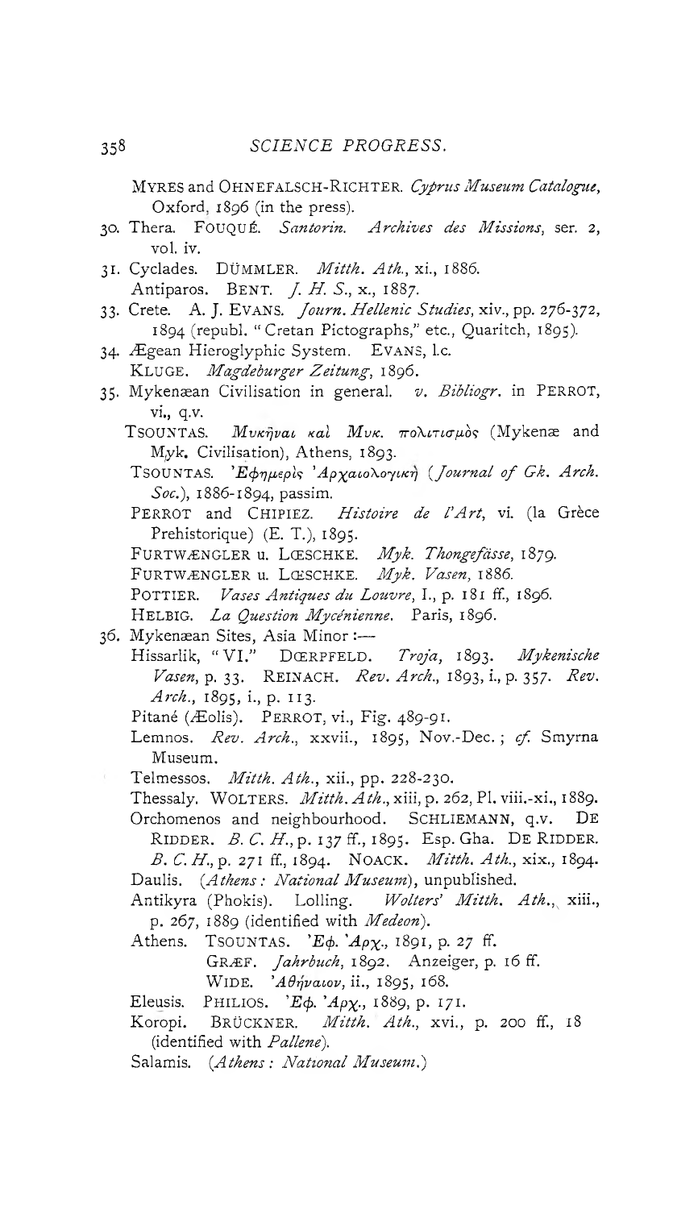MYRES and OHNEFALSCH-RICHTER. *Cyprus Museum Catalogue*, Oxford, 1896 (in the press).

30. Thera. FOUQUÉ. *Santorin. Archives des Missions*, ser. 2, vol. iv.
31. Cyclades. DÜMMLER. *Mitth. Ath.*, xi., 1886.
    Antiparos. BENT. *J. H. S.*, x., 1887.
33. Crete. A. J. EVANS. *Journ. Hellenic Studies*, xiv., pp. 276-372, 1894 (republ. "Cretan Pictographs," etc., Quaritch, 1895).
34. Ægean Hieroglyphic System. EVANS, l.c.
    KLUGE. *Magdeburger Zeitung*, 1896.
35. Mykenæan Civilisation in general. *v. Bibliogr.* in PERROT, vi., q.v.
    TSOUNTAS. *Μυκῆναι καὶ Μυκ. πολιτισμὸς* (Mykenæ and Myk. Civilisation), Athens, 1893.
    TSOUNTAS. *Ἐφημερὶς Ἀρχαιολογική* (*Journal of Gk. Arch. Soc.*), 1886-1894, passim.
    PERROT and CHIPIEZ. *Histoire de l'Art*, vi. (la Grèce Prehistorique) (E. T.), 1895.
    FURTWÆNGLER u. LŒSCHKE. *Myk. Thongefässe*, 1879.
    FURTWÆNGLER u. LŒSCHKE. *Myk. Vasen*, 1886.
    POTTIER. *Vases Antiques du Louvre*, I., p. 181 ff., 1896.
    HELBIG. *La Question Mycénienne.* Paris, 1896.
36. Mykenæan Sites, Asia Minor:—
    Hissarlik, "VI." DŒRPFELD. *Troja*, 1893. *Mykenische Vasen*, p. 33. REINACH. *Rev. Arch.*, 1893, i., p. 357. *Rev. Arch.*, 1895, i., p. 113.
    Pitané (Æolis). PERROT, vi., Fig. 489-91.
    Lemnos. *Rev. Arch.*, xxvii., 1895, Nov.-Dec.; *cf.* Smyrna Museum.
    Telmessos. *Mitth. Ath.*, xii., pp. 228-230.
    Thessaly. WOLTERS. *Mitth. Ath.*, xiii, p. 262, Pl. viii.-xi., 1889.
    Orchomenos and neighbourhood. SCHLIEMANN, q.v. DE RIDDER. *B. C. H.*, p. 137 ff., 1895. Esp. Gha. DE RIDDER. *B. C. H.*, p. 271 ff., 1894. NOACK. *Mitth. Ath.*, xix., 1894.
    Daulis. (*Athens: National Museum*), unpublished.
    Antikyra (Phokis). Lolling. *Wolters' Mitth. Ath.*, xiii., p. 267, 1889 (identified with *Medeon*).
    Athens. TSOUNTAS. *Ἐφ. Ἀρχ.*, 1891, p. 27 ff.
    GRÆF. *Jahrbuch*, 1892. Anzeiger, p. 16 ff.
    WIDE. *Ἀθήναιον*, ii., 1895, 168.
    Eleusis. PHILIOS. *Ἐφ. Ἀρχ.*, 1889, p. 171.
    Koropi. BRÜCKNER. *Mitth. Ath.*, xvi., p. 200 ff., 18 (identified with *Pallene*).
    Salamis. (*Athens: National Museum.*)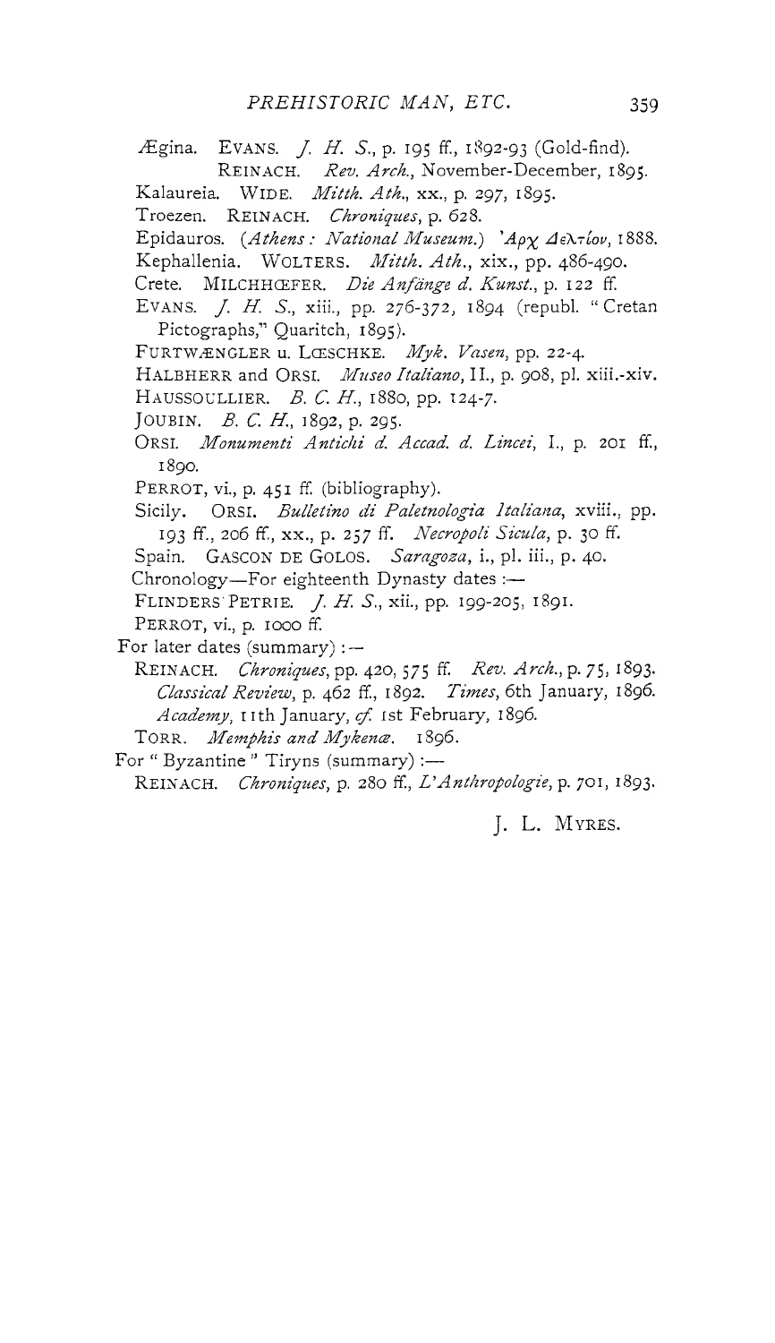Ægina. EVANS. *J. H. S.*, p. 195 ff., 1892-93 (Gold-find).
REINACH. *Rev. Arch.*, November-December, 1895.

Kalaureia. WIDE. *Mitth. Ath.*, xx., p. 297, 1895.

Troezen. REINACH. *Chroniques*, p. 628.

Epidauros. (*Athens: National Museum.*) *'Αρχ Δελτίον*, 1888.

Kephallenia. WOLTERS. *Mitth. Ath.*, xix., pp. 486-490.

Crete. MILCHHŒFER. *Die Anfänge d. Kunst.*, p. 122 ff.

EVANS. *J. H. S.*, xiii., pp. 276-372, 1894 (republ. "Cretan Pictographs," Quaritch, 1895).

FURTWÆNGLER u. LŒSCHKE. *Myk. Vasen*, pp. 22-4.

HALBHERR and ORSI. *Museo Italiano*, II., p. 908, pl. xiii.-xiv.

HAUSSOULLIER. *B. C. H.*, 1880, pp. 124-7.

JOUBIN. *B. C. H.*, 1892, p. 295.

ORSI. *Monumenti Antichi d. Accad. d. Lincei*, I., p. 201 ff., 1890.

PERROT, vi., p. 451 ff. (bibliography).

Sicily. ORSI. *Bulletino di Paletnologia Italiana*, xviii., pp. 193 ff., 206 ff., xx., p. 257 ff. *Necropoli Sicula*, p. 30 ff.

Spain. GASCON DE GOLOS. *Saragoza*, i., pl. iii., p. 40.

Chronology—For eighteenth Dynasty dates :—

FLINDERS PETRIE. *J. H. S.*, xii., pp. 199-205, 1891.

PERROT, vi., p. 1000 ff.

For later dates (summary) :—

REINACH. *Chroniques*, pp. 420, 575 ff. *Rev. Arch.*, p. 75, 1893. *Classical Review*, p. 462 ff., 1892. *Times*, 6th January, 1896. *Academy*, 11th January, *cf.* 1st February, 1896.

TORR. *Memphis and Mykenæ.* 1896.

For "Byzantine" Tiryns (summary) :—

REINACH. *Chroniques*, p. 280 ff., *L'Anthropologie*, p. 701, 1893.

J. L. MYRES.